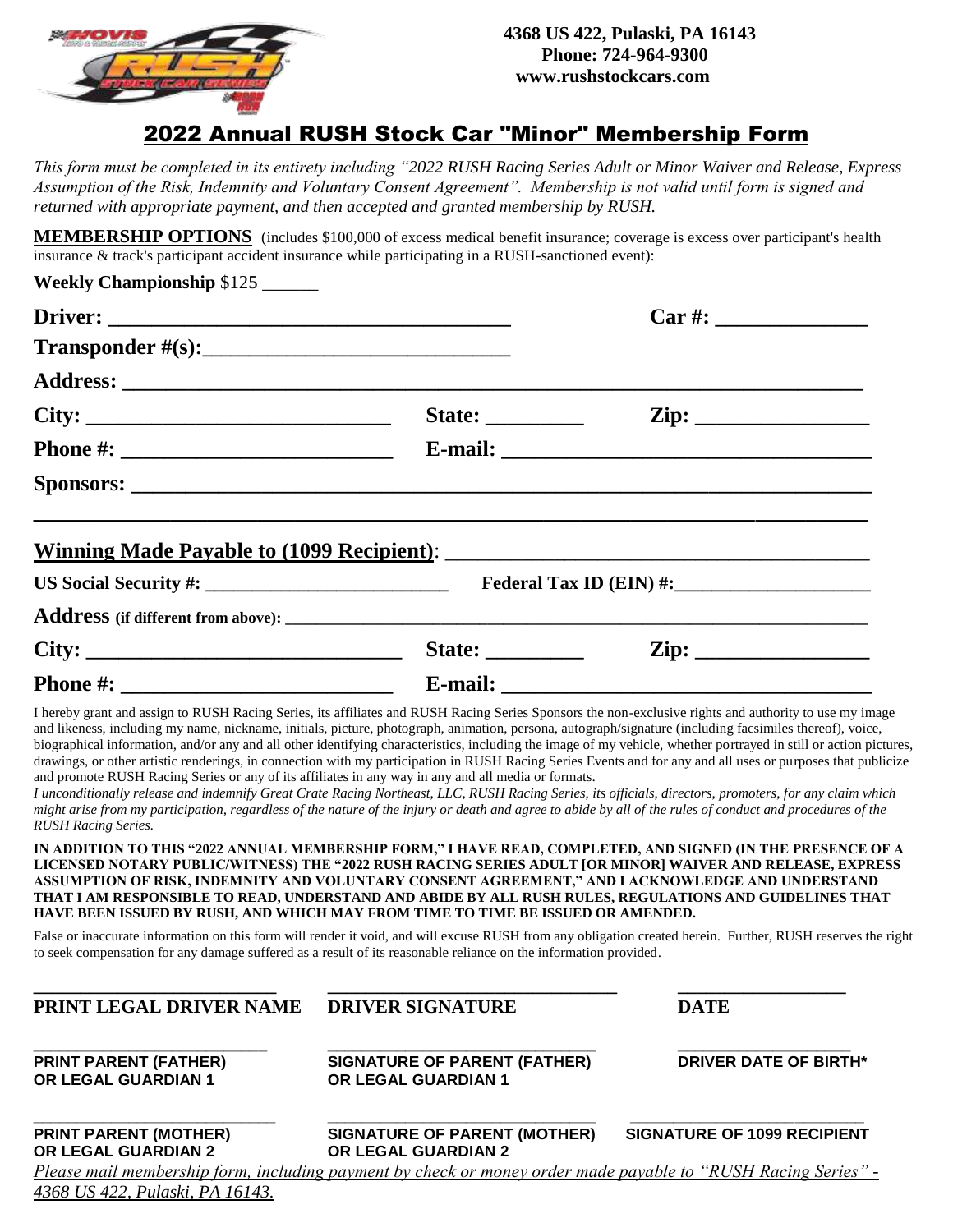4368 US 422, Pulaski, PA 16143
Phone: 724-964-9300
www.rushstockcars.com

# 2022 Annual RUSH Stock Car "Minor" Membership Form

*This form must be completed in its entirety including "2022 RUSH Racing Series Adult or Minor Waiver and Release, Express Assumption of the Risk, Indemnity and Voluntary Consent Agreement". Membership is not valid until form is signed and returned with appropriate payment, and then accepted and granted membership by RUSH.*

**MEMBERSHIP OPTIONS** (includes $100,000 of excess medical benefit insurance; coverage is excess over participant's health insurance & track's participant accident insurance while participating in a RUSH-sanctioned event):

**Weekly Championship** $125 ______

**Driver:** ____________________________________ **Car #:** ______________

**Transponder #(s):**____________________________

**Address:** ______________________________________________________________

**City:** ____________________________ **State:** _________ **Zip:** ________________

**Phone #:** _________________________ **E-mail:** __________________________________

**Sponsors:** ____________________________________________________________________

________________________________________________________________________________

**Winning Made Payable to (1099 Recipient)**: __________________________________________

**US Social Security #:** _________________________ **Federal Tax ID (EIN) #:**____________________

**Address (if different from above):** ___________________________________________________

**City:** ______________________________ **State:** _________ **Zip:** ________________

**Phone #:** _________________________ **E-mail:** __________________________________

I hereby grant and assign to RUSH Racing Series, its affiliates and RUSH Racing Series Sponsors the non-exclusive rights and authority to use my image and likeness, including my name, nickname, initials, picture, photograph, animation, persona, autograph/signature (including facsimiles thereof), voice, biographical information, and/or any and all other identifying characteristics, including the image of my vehicle, whether portrayed in still or action pictures, drawings, or other artistic renderings, in connection with my participation in RUSH Racing Series Events and for any and all uses or purposes that publicize and promote RUSH Racing Series or any of its affiliates in any way in any and all media or formats.

*I unconditionally release and indemnify Great Crate Racing Northeast, LLC, RUSH Racing Series, its officials, directors, promoters, for any claim which might arise from my participation, regardless of the nature of the injury or death and agree to abide by all of the rules of conduct and procedures of the RUSH Racing Series.*

**IN ADDITION TO THIS "2022 ANNUAL MEMBERSHIP FORM," I HAVE READ, COMPLETED, AND SIGNED (IN THE PRESENCE OF A LICENSED NOTARY PUBLIC/WITNESS) THE "2022 RUSH RACING SERIES ADULT [OR MINOR] WAIVER AND RELEASE, EXPRESS ASSUMPTION OF RISK, INDEMNITY AND VOLUNTARY CONSENT AGREEMENT," AND I ACKNOWLEDGE AND UNDERSTAND THAT I AM RESPONSIBLE TO READ, UNDERSTAND AND ABIDE BY ALL RUSH RULES, REGULATIONS AND GUIDELINES THAT HAVE BEEN ISSUED BY RUSH, AND WHICH MAY FROM TIME TO TIME BE ISSUED OR AMENDED.**

False or inaccurate information on this form will render it void, and will excuse RUSH from any obligation created herein. Further, RUSH reserves the right to seek compensation for any damage suffered as a result of its reasonable reliance on the information provided.

| | | |
|---|---|---|
| ______________________ | ______________________ | ______________ |
| **PRINT LEGAL DRIVER NAME** | **DRIVER SIGNATURE** | **DATE** |
| ______________________ | ______________________ | ______________ |
| **PRINT PARENT (FATHER) OR LEGAL GUARDIAN 1** | **SIGNATURE OF PARENT (FATHER) OR LEGAL GUARDIAN 1** | **DRIVER DATE OF BIRTH*** |
| ______________________ | ______________________ | ______________ |
| **PRINT PARENT (MOTHER) OR LEGAL GUARDIAN 2** | **SIGNATURE OF PARENT (MOTHER) OR LEGAL GUARDIAN 2** | **SIGNATURE OF 1099 RECIPIENT** |

*Please mail membership form, including payment by check or money order made payable to "RUSH Racing Series" - 4368 US 422, Pulaski, PA 16143.*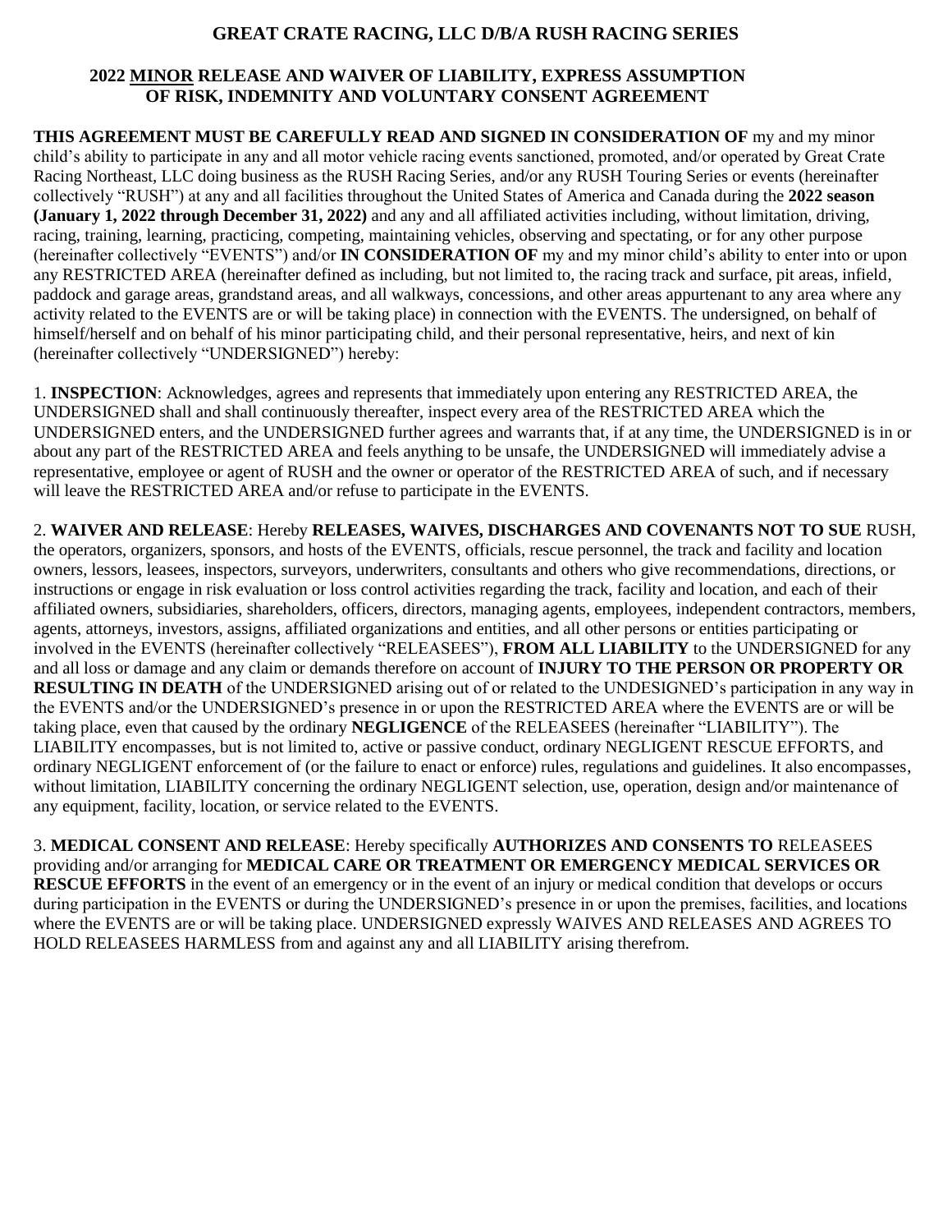# GREAT CRATE RACING, LLC D/B/A RUSH RACING SERIES

## 2022 MINOR RELEASE AND WAIVER OF LIABILITY, EXPRESS ASSUMPTION OF RISK, INDEMNITY AND VOLUNTARY CONSENT AGREEMENT

**THIS AGREEMENT MUST BE CAREFULLY READ AND SIGNED IN CONSIDERATION OF** my and my minor child's ability to participate in any and all motor vehicle racing events sanctioned, promoted, and/or operated by Great Crate Racing Northeast, LLC doing business as the RUSH Racing Series, and/or any RUSH Touring Series or events (hereinafter collectively "RUSH") at any and all facilities throughout the United States of America and Canada during the **2022 season (January 1, 2022 through December 31, 2022)** and any and all affiliated activities including, without limitation, driving, racing, training, learning, practicing, competing, maintaining vehicles, observing and spectating, or for any other purpose (hereinafter collectively "EVENTS") and/or **IN CONSIDERATION OF** my and my minor child's ability to enter into or upon any RESTRICTED AREA (hereinafter defined as including, but not limited to, the racing track and surface, pit areas, infield, paddock and garage areas, grandstand areas, and all walkways, concessions, and other areas appurtenant to any area where any activity related to the EVENTS are or will be taking place) in connection with the EVENTS. The undersigned, on behalf of himself/herself and on behalf of his minor participating child, and their personal representative, heirs, and next of kin (hereinafter collectively "UNDERSIGNED") hereby:

1. **INSPECTION**: Acknowledges, agrees and represents that immediately upon entering any RESTRICTED AREA, the UNDERSIGNED shall and shall continuously thereafter, inspect every area of the RESTRICTED AREA which the UNDERSIGNED enters, and the UNDERSIGNED further agrees and warrants that, if at any time, the UNDERSIGNED is in or about any part of the RESTRICTED AREA and feels anything to be unsafe, the UNDERSIGNED will immediately advise a representative, employee or agent of RUSH and the owner or operator of the RESTRICTED AREA of such, and if necessary will leave the RESTRICTED AREA and/or refuse to participate in the EVENTS.

2. **WAIVER AND RELEASE**: Hereby **RELEASES, WAIVES, DISCHARGES AND COVENANTS NOT TO SUE** RUSH, the operators, organizers, sponsors, and hosts of the EVENTS, officials, rescue personnel, the track and facility and location owners, lessors, leasees, inspectors, surveyors, underwriters, consultants and others who give recommendations, directions, or instructions or engage in risk evaluation or loss control activities regarding the track, facility and location, and each of their affiliated owners, subsidiaries, shareholders, officers, directors, managing agents, employees, independent contractors, members, agents, attorneys, investors, assigns, affiliated organizations and entities, and all other persons or entities participating or involved in the EVENTS (hereinafter collectively "RELEASEES"), **FROM ALL LIABILITY** to the UNDERSIGNED for any and all loss or damage and any claim or demands therefore on account of **INJURY TO THE PERSON OR PROPERTY OR RESULTING IN DEATH** of the UNDERSIGNED arising out of or related to the UNDESIGNED's participation in any way in the EVENTS and/or the UNDERSIGNED's presence in or upon the RESTRICTED AREA where the EVENTS are or will be taking place, even that caused by the ordinary **NEGLIGENCE** of the RELEASEES (hereinafter "LIABILITY"). The LIABILITY encompasses, but is not limited to, active or passive conduct, ordinary NEGLIGENT RESCUE EFFORTS, and ordinary NEGLIGENT enforcement of (or the failure to enact or enforce) rules, regulations and guidelines. It also encompasses, without limitation, LIABILITY concerning the ordinary NEGLIGENT selection, use, operation, design and/or maintenance of any equipment, facility, location, or service related to the EVENTS.

3. **MEDICAL CONSENT AND RELEASE**: Hereby specifically **AUTHORIZES AND CONSENTS TO** RELEASEES providing and/or arranging for **MEDICAL CARE OR TREATMENT OR EMERGENCY MEDICAL SERVICES OR RESCUE EFFORTS** in the event of an emergency or in the event of an injury or medical condition that develops or occurs during participation in the EVENTS or during the UNDERSIGNED's presence in or upon the premises, facilities, and locations where the EVENTS are or will be taking place. UNDERSIGNED expressly WAIVES AND RELEASES AND AGREES TO HOLD RELEASEES HARMLESS from and against any and all LIABILITY arising therefrom.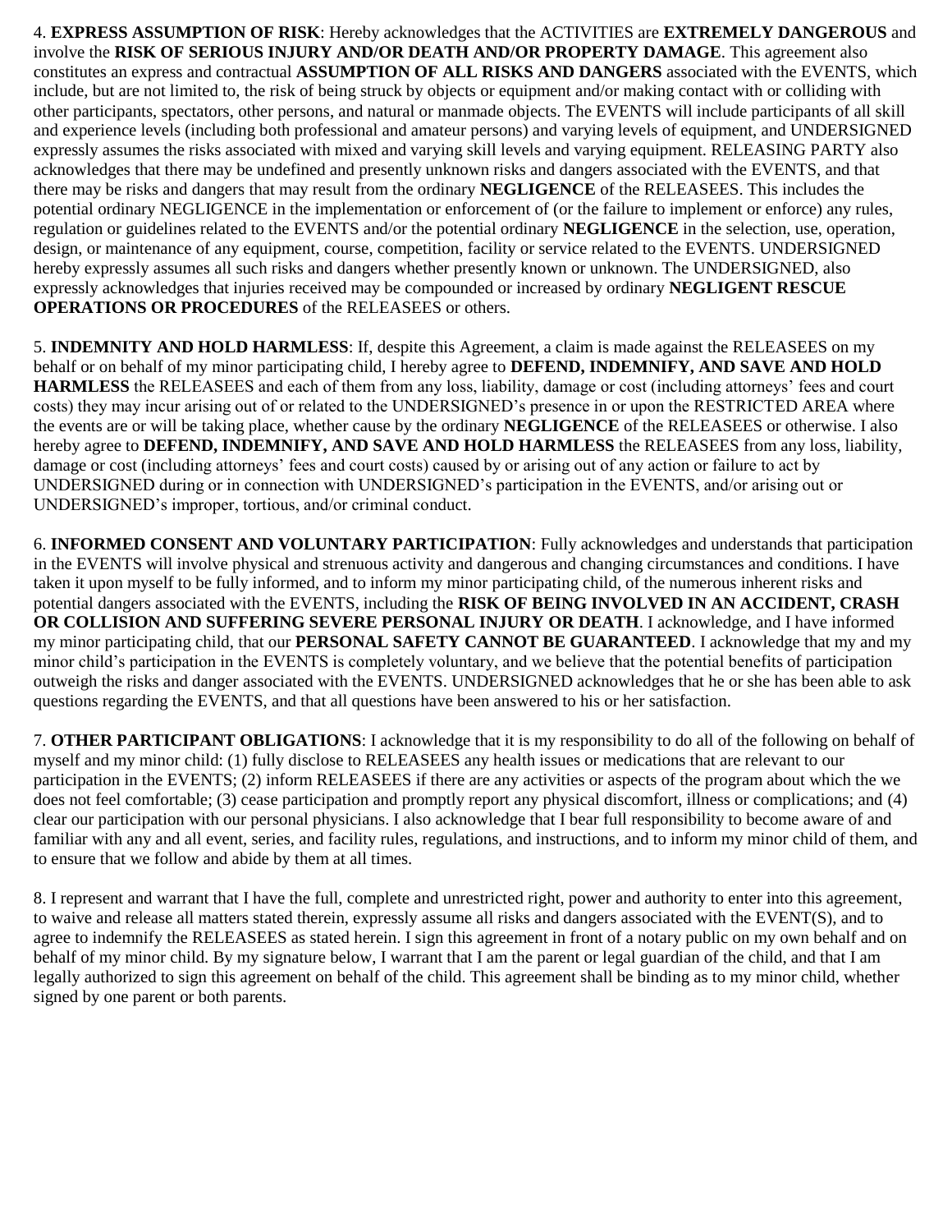4. **EXPRESS ASSUMPTION OF RISK**: Hereby acknowledges that the ACTIVITIES are **EXTREMELY DANGEROUS** and involve the **RISK OF SERIOUS INJURY AND/OR DEATH AND/OR PROPERTY DAMAGE**. This agreement also constitutes an express and contractual **ASSUMPTION OF ALL RISKS AND DANGERS** associated with the EVENTS, which include, but are not limited to, the risk of being struck by objects or equipment and/or making contact with or colliding with other participants, spectators, other persons, and natural or manmade objects. The EVENTS will include participants of all skill and experience levels (including both professional and amateur persons) and varying levels of equipment, and UNDERSIGNED expressly assumes the risks associated with mixed and varying skill levels and varying equipment. RELEASING PARTY also acknowledges that there may be undefined and presently unknown risks and dangers associated with the EVENTS, and that there may be risks and dangers that may result from the ordinary **NEGLIGENCE** of the RELEASEES. This includes the potential ordinary NEGLIGENCE in the implementation or enforcement of (or the failure to implement or enforce) any rules, regulation or guidelines related to the EVENTS and/or the potential ordinary **NEGLIGENCE** in the selection, use, operation, design, or maintenance of any equipment, course, competition, facility or service related to the EVENTS. UNDERSIGNED hereby expressly assumes all such risks and dangers whether presently known or unknown. The UNDERSIGNED, also expressly acknowledges that injuries received may be compounded or increased by ordinary **NEGLIGENT RESCUE OPERATIONS OR PROCEDURES** of the RELEASEES or others.

5. **INDEMNITY AND HOLD HARMLESS**: If, despite this Agreement, a claim is made against the RELEASEES on my behalf or on behalf of my minor participating child, I hereby agree to **DEFEND, INDEMNIFY, AND SAVE AND HOLD HARMLESS** the RELEASEES and each of them from any loss, liability, damage or cost (including attorneys' fees and court costs) they may incur arising out of or related to the UNDERSIGNED's presence in or upon the RESTRICTED AREA where the events are or will be taking place, whether cause by the ordinary **NEGLIGENCE** of the RELEASEES or otherwise. I also hereby agree to **DEFEND, INDEMNIFY, AND SAVE AND HOLD HARMLESS** the RELEASEES from any loss, liability, damage or cost (including attorneys' fees and court costs) caused by or arising out of any action or failure to act by UNDERSIGNED during or in connection with UNDERSIGNED's participation in the EVENTS, and/or arising out or UNDERSIGNED's improper, tortious, and/or criminal conduct.

6. **INFORMED CONSENT AND VOLUNTARY PARTICIPATION**: Fully acknowledges and understands that participation in the EVENTS will involve physical and strenuous activity and dangerous and changing circumstances and conditions. I have taken it upon myself to be fully informed, and to inform my minor participating child, of the numerous inherent risks and potential dangers associated with the EVENTS, including the **RISK OF BEING INVOLVED IN AN ACCIDENT, CRASH OR COLLISION AND SUFFERING SEVERE PERSONAL INJURY OR DEATH**. I acknowledge, and I have informed my minor participating child, that our **PERSONAL SAFETY CANNOT BE GUARANTEED**. I acknowledge that my and my minor child's participation in the EVENTS is completely voluntary, and we believe that the potential benefits of participation outweigh the risks and danger associated with the EVENTS. UNDERSIGNED acknowledges that he or she has been able to ask questions regarding the EVENTS, and that all questions have been answered to his or her satisfaction.

7. **OTHER PARTICIPANT OBLIGATIONS**: I acknowledge that it is my responsibility to do all of the following on behalf of myself and my minor child: (1) fully disclose to RELEASEES any health issues or medications that are relevant to our participation in the EVENTS; (2) inform RELEASEES if there are any activities or aspects of the program about which the we does not feel comfortable; (3) cease participation and promptly report any physical discomfort, illness or complications; and (4) clear our participation with our personal physicians. I also acknowledge that I bear full responsibility to become aware of and familiar with any and all event, series, and facility rules, regulations, and instructions, and to inform my minor child of them, and to ensure that we follow and abide by them at all times.

8. I represent and warrant that I have the full, complete and unrestricted right, power and authority to enter into this agreement, to waive and release all matters stated therein, expressly assume all risks and dangers associated with the EVENT(S), and to agree to indemnify the RELEASEES as stated herein. I sign this agreement in front of a notary public on my own behalf and on behalf of my minor child. By my signature below, I warrant that I am the parent or legal guardian of the child, and that I am legally authorized to sign this agreement on behalf of the child. This agreement shall be binding as to my minor child, whether signed by one parent or both parents.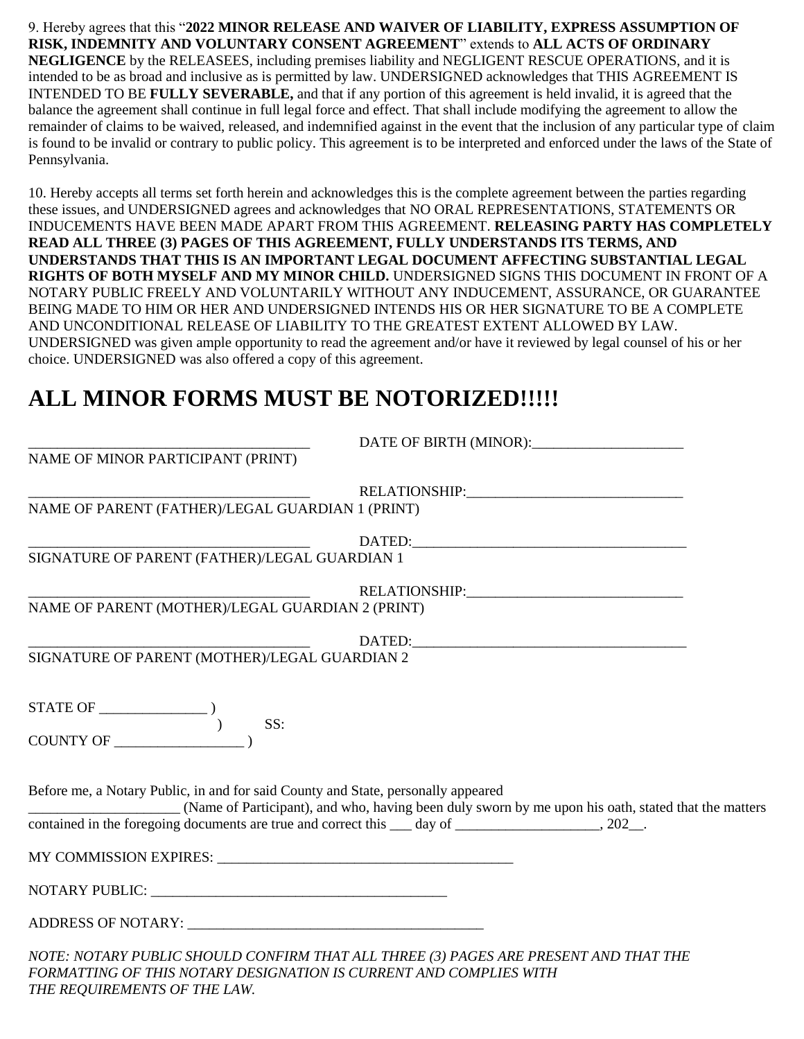9. Hereby agrees that this "**2022 MINOR RELEASE AND WAIVER OF LIABILITY, EXPRESS ASSUMPTION OF RISK, INDEMNITY AND VOLUNTARY CONSENT AGREEMENT**" extends to **ALL ACTS OF ORDINARY NEGLIGENCE** by the RELEASEES, including premises liability and NEGLIGENT RESCUE OPERATIONS, and it is intended to be as broad and inclusive as is permitted by law. UNDERSIGNED acknowledges that THIS AGREEMENT IS INTENDED TO BE **FULLY SEVERABLE,** and that if any portion of this agreement is held invalid, it is agreed that the balance the agreement shall continue in full legal force and effect. That shall include modifying the agreement to allow the remainder of claims to be waived, released, and indemnified against in the event that the inclusion of any particular type of claim is found to be invalid or contrary to public policy. This agreement is to be interpreted and enforced under the laws of the State of Pennsylvania.

10. Hereby accepts all terms set forth herein and acknowledges this is the complete agreement between the parties regarding these issues, and UNDERSIGNED agrees and acknowledges that NO ORAL REPRESENTATIONS, STATEMENTS OR INDUCEMENTS HAVE BEEN MADE APART FROM THIS AGREEMENT. **RELEASING PARTY HAS COMPLETELY READ ALL THREE (3) PAGES OF THIS AGREEMENT, FULLY UNDERSTANDS ITS TERMS, AND UNDERSTANDS THAT THIS IS AN IMPORTANT LEGAL DOCUMENT AFFECTING SUBSTANTIAL LEGAL RIGHTS OF BOTH MYSELF AND MY MINOR CHILD.** UNDERSIGNED SIGNS THIS DOCUMENT IN FRONT OF A NOTARY PUBLIC FREELY AND VOLUNTARILY WITHOUT ANY INDUCEMENT, ASSURANCE, OR GUARANTEE BEING MADE TO HIM OR HER AND UNDERSIGNED INTENDS HIS OR HER SIGNATURE TO BE A COMPLETE AND UNCONDITIONAL RELEASE OF LIABILITY TO THE GREATEST EXTENT ALLOWED BY LAW. UNDERSIGNED was given ample opportunity to read the agreement and/or have it reviewed by legal counsel of his or her choice. UNDERSIGNED was also offered a copy of this agreement.

# ALL MINOR FORMS MUST BE NOTORIZED!!!!!

________________________________________ DATE OF BIRTH (MINOR):_____________________
NAME OF MINOR PARTICIPANT (PRINT)

________________________________________ RELATIONSHIP:______________________________
NAME OF PARENT (FATHER)/LEGAL GUARDIAN 1 (PRINT)

________________________________________ DATED:_______________________________________
SIGNATURE OF PARENT (FATHER)/LEGAL GUARDIAN 1

________________________________________ RELATIONSHIP:______________________________
NAME OF PARENT (MOTHER)/LEGAL GUARDIAN 2 (PRINT)

________________________________________ DATED:_______________________________________
SIGNATURE OF PARENT (MOTHER)/LEGAL GUARDIAN 2

STATE OF _______________ )
) SS:
COUNTY OF __________________ )

Before me, a Notary Public, in and for said County and State, personally appeared _____________________ (Name of Participant), and who, having been duly sworn by me upon his oath, stated that the matters contained in the foregoing documents are true and correct this ___ day of ____________________, 202__.

MY COMMISSION EXPIRES: _________________________________________

NOTARY PUBLIC: _________________________________________

ADDRESS OF NOTARY: _________________________________________

*NOTE: NOTARY PUBLIC SHOULD CONFIRM THAT ALL THREE (3) PAGES ARE PRESENT AND THAT THE FORMATTING OF THIS NOTARY DESIGNATION IS CURRENT AND COMPLIES WITH THE REQUIREMENTS OF THE LAW.*